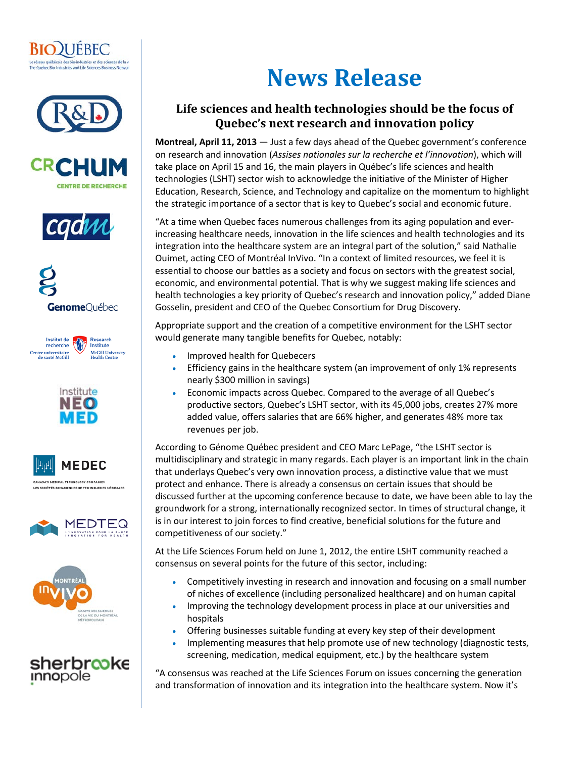# News Release

## Life sciences and health technologies should be the focus of Quebec's next research and innovation policy

**Montreal, April 11, 2013** — Just a few days ahead of the Quebec government's conference on research and innovation (*Assises nationales sur la recherche et l'innovation*), which will take place on April 15 and 16, the main players in Québec's life sciences and health technologies (LSHT) sector wish to acknowledge the initiative of the Minister of Higher Education, Research, Science, and Technology and capitalize on the momentum to highlight the strategic importance of a sector that is key to Quebec's social and economic future.

"At a time when Quebec faces numerous challenges from its aging population and ever-increasing healthcare needs, innovation in the life sciences and health technologies and its integration into the healthcare system are an integral part of the solution," said Nathalie Ouimet, acting CEO of Montréal InVivo. "In a context of limited resources, we feel it is essential to choose our battles as a society and focus on sectors with the greatest social, economic, and environmental potential. That is why we suggest making life sciences and health technologies a key priority of Quebec's research and innovation policy," added Diane Gosselin, president and CEO of the Quebec Consortium for Drug Discovery.

Appropriate support and the creation of a competitive environment for the LSHT sector would generate many tangible benefits for Quebec, notably:

- Improved health for Quebecers
- Efficiency gains in the healthcare system (an improvement of only 1% represents nearly $300 million in savings)
- Economic impacts across Quebec. Compared to the average of all Quebec's productive sectors, Quebec's LSHT sector, with its 45,000 jobs, creates 27% more added value, offers salaries that are 66% higher, and generates 48% more tax revenues per job.

According to Génome Québec president and CEO Marc LePage, "the LSHT sector is multidisciplinary and strategic in many regards. Each player is an important link in the chain that underlays Quebec's very own innovation process, a distinctive value that we must protect and enhance. There is already a consensus on certain issues that should be discussed further at the upcoming conference because to date, we have been able to lay the groundwork for a strong, internationally recognized sector. In times of structural change, it is in our interest to join forces to find creative, beneficial solutions for the future and competitiveness of our society."

At the Life Sciences Forum held on June 1, 2012, the entire LSHT community reached a consensus on several points for the future of this sector, including:

- Competitively investing in research and innovation and focusing on a small number of niches of excellence (including personalized healthcare) and on human capital
- Improving the technology development process in place at our universities and hospitals
- Offering businesses suitable funding at every key step of their development
- Implementing measures that help promote use of new technology (diagnostic tests, screening, medication, medical equipment, etc.) by the healthcare system

"A consensus was reached at the Life Sciences Forum on issues concerning the generation and transformation of innovation and its integration into the healthcare system. Now it's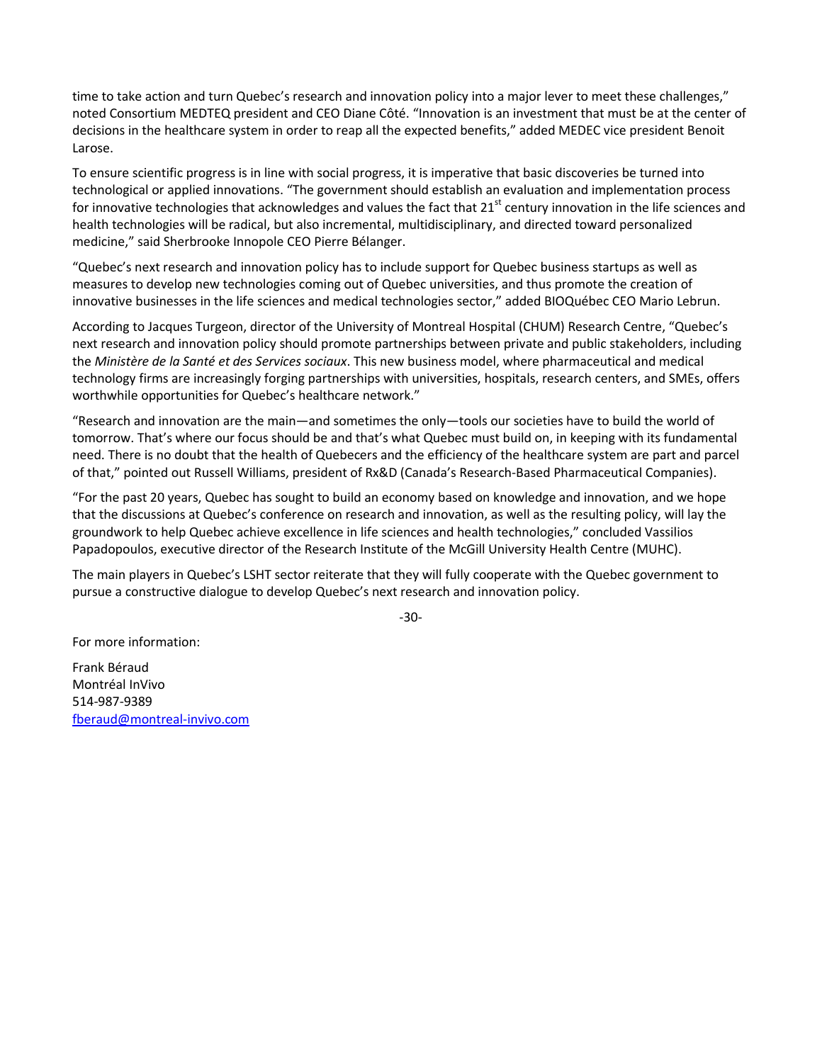time to take action and turn Quebec's research and innovation policy into a major lever to meet these challenges," noted Consortium MEDTEQ president and CEO Diane Côté. "Innovation is an investment that must be at the center of decisions in the healthcare system in order to reap all the expected benefits," added MEDEC vice president Benoit Larose.

To ensure scientific progress is in line with social progress, it is imperative that basic discoveries be turned into technological or applied innovations. "The government should establish an evaluation and implementation process for innovative technologies that acknowledges and values the fact that 21st century innovation in the life sciences and health technologies will be radical, but also incremental, multidisciplinary, and directed toward personalized medicine," said Sherbrooke Innopole CEO Pierre Bélanger.

"Quebec's next research and innovation policy has to include support for Quebec business startups as well as measures to develop new technologies coming out of Quebec universities, and thus promote the creation of innovative businesses in the life sciences and medical technologies sector," added BIOQuébec CEO Mario Lebrun.

According to Jacques Turgeon, director of the University of Montreal Hospital (CHUM) Research Centre, "Quebec's next research and innovation policy should promote partnerships between private and public stakeholders, including the *Ministère de la Santé et des Services sociaux*. This new business model, where pharmaceutical and medical technology firms are increasingly forging partnerships with universities, hospitals, research centers, and SMEs, offers worthwhile opportunities for Quebec's healthcare network."

"Research and innovation are the main—and sometimes the only—tools our societies have to build the world of tomorrow. That's where our focus should be and that's what Quebec must build on, in keeping with its fundamental need. There is no doubt that the health of Quebecers and the efficiency of the healthcare system are part and parcel of that," pointed out Russell Williams, president of Rx&D (Canada's Research-Based Pharmaceutical Companies).

"For the past 20 years, Quebec has sought to build an economy based on knowledge and innovation, and we hope that the discussions at Quebec's conference on research and innovation, as well as the resulting policy, will lay the groundwork to help Quebec achieve excellence in life sciences and health technologies," concluded Vassilios Papadopoulos, executive director of the Research Institute of the McGill University Health Centre (MUHC).

The main players in Quebec's LSHT sector reiterate that they will fully cooperate with the Quebec government to pursue a constructive dialogue to develop Quebec's next research and innovation policy.

-30-

For more information:

Frank Béraud
Montréal InVivo
514-987-9389
fberaud@montreal-invivo.com